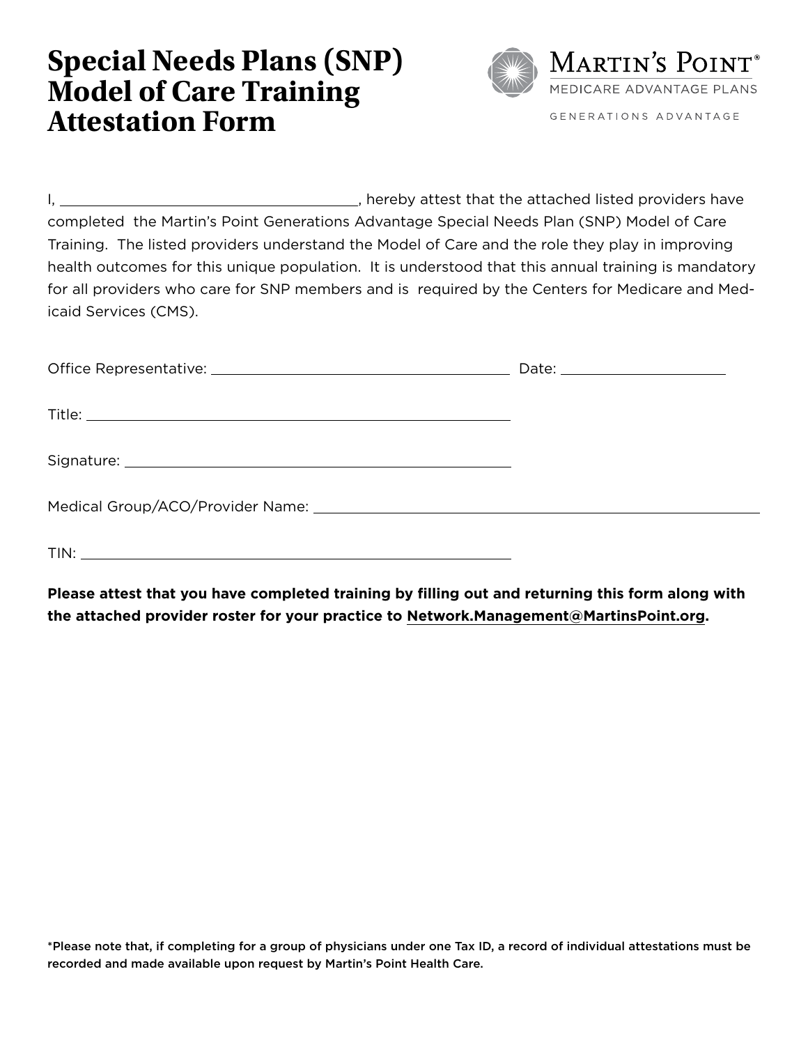# Special Needs Plans (SNP) Model of Care Training Attestation Form

MARTIN'S POINT®
MEDICARE ADVANTAGE PLANS

GENERATIONS ADVANTAGE

I, ______________________________, hereby attest that the attached listed providers have completed the Martin's Point Generations Advantage Special Needs Plan (SNP) Model of Care Training. The listed providers understand the Model of Care and the role they play in improving health outcomes for this unique population. It is understood that this annual training is mandatory for all providers who care for SNP members and is required by the Centers for Medicare and Medicaid Services (CMS).

Office Representative: ______________________________ Date: ______________

Title: ______________________________

Signature: ______________________________

Medical Group/ACO/Provider Name: ______________________________

TIN: ______________________________

**Please attest that you have completed training by filling out and returning this form along with the attached provider roster for your practice to Network.Management@MartinsPoint.org.**

*Please note that, if completing for a group of physicians under one Tax ID, a record of individual attestations must be recorded and made available upon request by Martin's Point Health Care.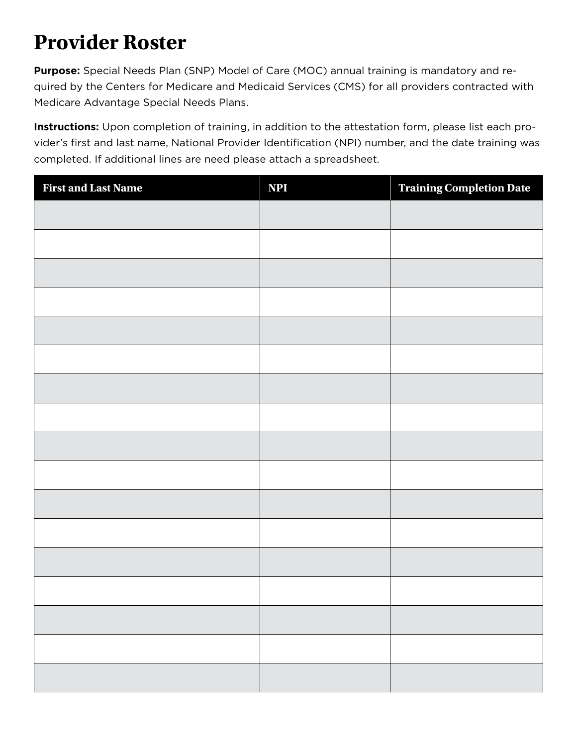# Provider Roster

**Purpose:** Special Needs Plan (SNP) Model of Care (MOC) annual training is mandatory and required by the Centers for Medicare and Medicaid Services (CMS) for all providers contracted with Medicare Advantage Special Needs Plans.

**Instructions:** Upon completion of training, in addition to the attestation form, please list each provider's first and last name, National Provider Identification (NPI) number, and the date training was completed. If additional lines are need please attach a spreadsheet.

| First and Last Name | NPI | Training Completion Date |
| --- | --- | --- |
| | | |
| | | |
| | | |
| | | |
| | | |
| | | |
| | | |
| | | |
| | | |
| | | |
| | | |
| | | |
| | | |
| | | |
| | | |
| | | |
| | | |